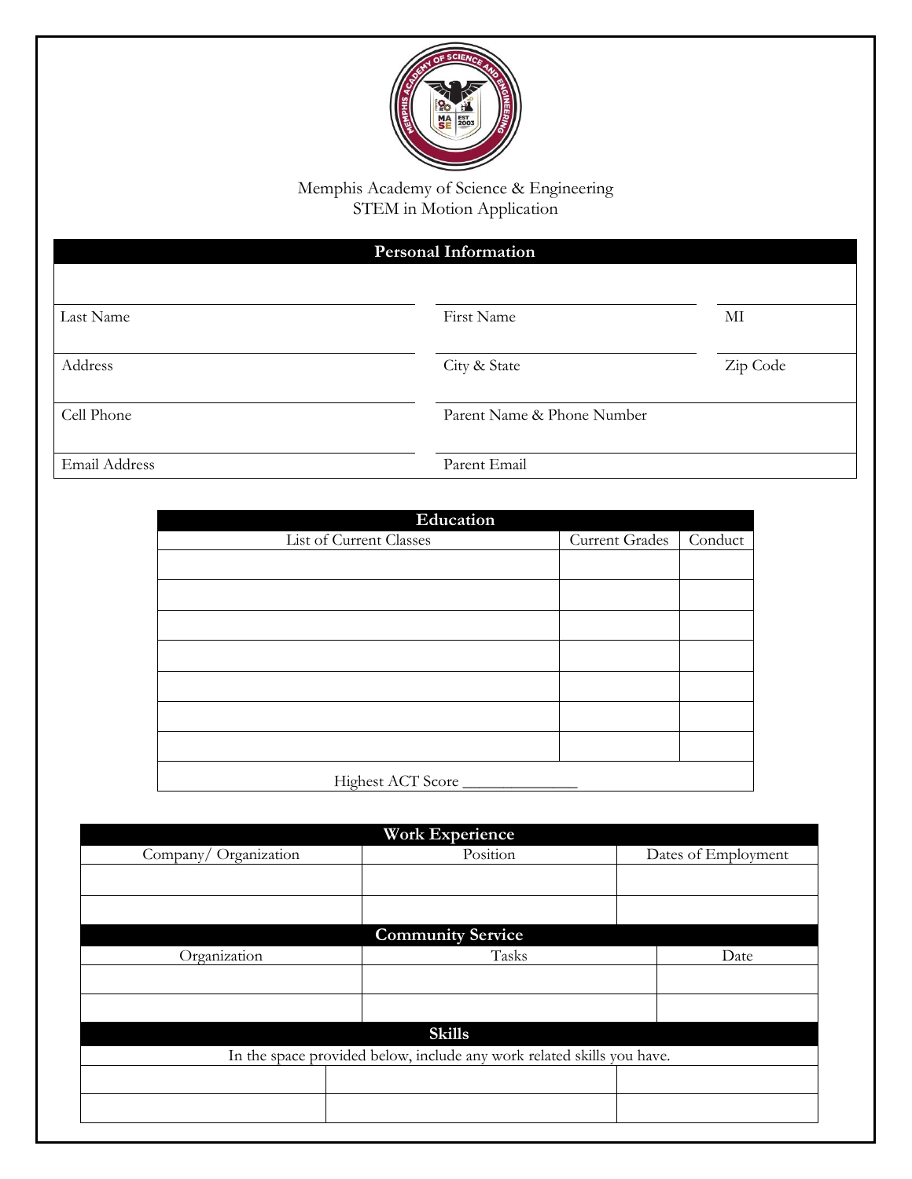Memphis Academy of Science & Engineering
STEM in Motion Application

## Personal Information

| | | |
|---|---|---|
| Last Name | First Name | MI |
| Address | City & State | Zip Code |
| Cell Phone | Parent Name & Phone Number | |
| Email Address | Parent Email | |

## Education

| List of Current Classes | Current Grades | Conduct |
|---|---|---|
| | | |
| | | |
| | | |
| | | |
| | | |
| | | |
| | | |

Highest ACT Score _____________

## Work Experience

| Company/ Organization | Position | Dates of Employment |
|---|---|---|
| | | |
| | | |

## Community Service

| Organization | Tasks | Date |
|---|---|---|
| | | |
| | | |

## Skills

In the space provided below, include any work related skills you have.

| | | |
|---|---|---|
| | | |
| | | |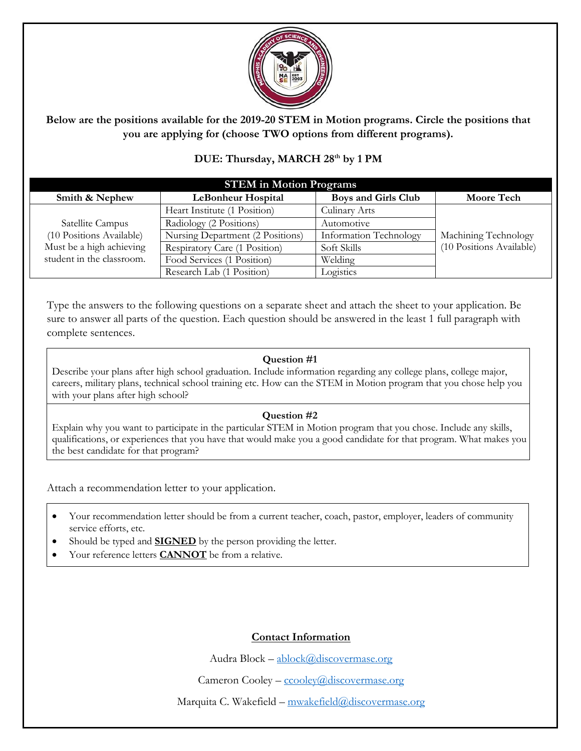**Below are the positions available for the 2019-20 STEM in Motion programs. Circle the positions that you are applying for (choose TWO options from different programs).**

**DUE: Thursday, MARCH 28th by 1 PM**

| STEM in Motion Programs | | | |
|---|---|---|---|
| **Smith & Nephew** | **LeBonheur Hospital** | **Boys and Girls Club** | **Moore Tech** |
| Satellite Campus (10 Positions Available) Must be a high achieving student in the classroom. | Heart Institute (1 Position) | Culinary Arts | Machining Technology (10 Positions Available) |
| | Radiology (2 Positions) | Automotive | |
| | Nursing Department (2 Positions) | Information Technology | |
| | Respiratory Care (1 Position) | Soft Skills | |
| | Food Services (1 Position) | Welding | |
| | Research Lab (1 Position) | Logistics | |

Type the answers to the following questions on a separate sheet and attach the sheet to your application. Be sure to answer all parts of the question. Each question should be answered in the least 1 full paragraph with complete sentences.

**Question #1**

Describe your plans after high school graduation. Include information regarding any college plans, college major, careers, military plans, technical school training etc. How can the STEM in Motion program that you chose help you with your plans after high school?

**Question #2**

Explain why you want to participate in the particular STEM in Motion program that you chose. Include any skills, qualifications, or experiences that you have that would make you a good candidate for that program. What makes you the best candidate for that program?

Attach a recommendation letter to your application.

- Your recommendation letter should be from a current teacher, coach, pastor, employer, leaders of community service efforts, etc.
- Should be typed and **SIGNED** by the person providing the letter.
- Your reference letters **CANNOT** be from a relative.

**Contact Information**

Audra Block – ablock@discovermase.org

Cameron Cooley – ccooley@discovermase.org

Marquita C. Wakefield – mwakefield@discovermase.org